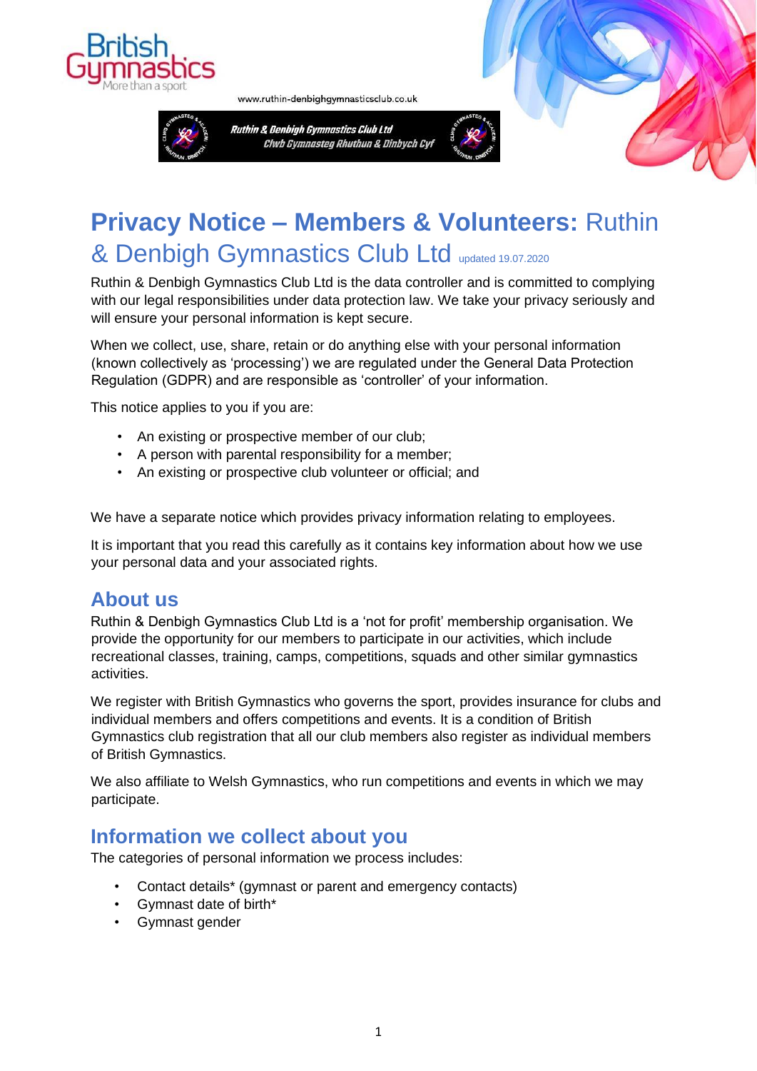www.ruthin-denbighgymnasticsclub.co.uk

Ruthin & Denbigh Gymnastics Club Ltd
Clwb Gymnasteg Rhuthun & Dinbych Cyf

# **Privacy Notice – Members & Volunteers:** Ruthin & Denbigh Gymnastics Club Ltd updated 19.07.2020

Ruthin & Denbigh Gymnastics Club Ltd is the data controller and is committed to complying with our legal responsibilities under data protection law. We take your privacy seriously and will ensure your personal information is kept secure.

When we collect, use, share, retain or do anything else with your personal information (known collectively as 'processing') we are regulated under the General Data Protection Regulation (GDPR) and are responsible as 'controller' of your information.

This notice applies to you if you are:

- An existing or prospective member of our club;
- A person with parental responsibility for a member;
- An existing or prospective club volunteer or official; and

We have a separate notice which provides privacy information relating to employees.

It is important that you read this carefully as it contains key information about how we use your personal data and your associated rights.

## About us

Ruthin & Denbigh Gymnastics Club Ltd is a 'not for profit' membership organisation. We provide the opportunity for our members to participate in our activities, which include recreational classes, training, camps, competitions, squads and other similar gymnastics activities.

We register with British Gymnastics who governs the sport, provides insurance for clubs and individual members and offers competitions and events. It is a condition of British Gymnastics club registration that all our club members also register as individual members of British Gymnastics.

We also affiliate to Welsh Gymnastics, who run competitions and events in which we may participate.

## Information we collect about you

The categories of personal information we process includes:

- Contact details* (gymnast or parent and emergency contacts)
- Gymnast date of birth*
- Gymnast gender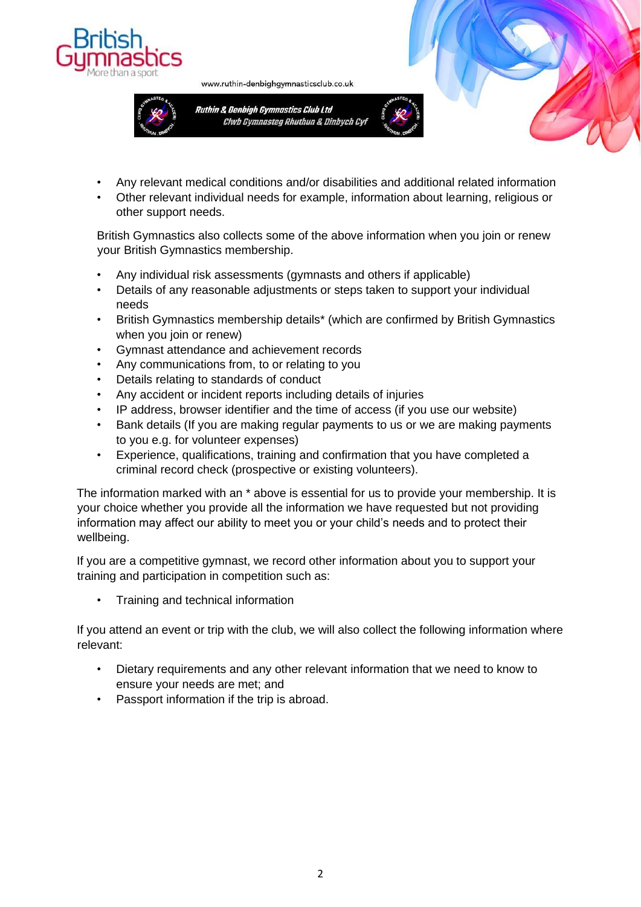- Any relevant medical conditions and/or disabilities and additional related information
- Other relevant individual needs for example, information about learning, religious or other support needs.

British Gymnastics also collects some of the above information when you join or renew your British Gymnastics membership.

- Any individual risk assessments (gymnasts and others if applicable)
- Details of any reasonable adjustments or steps taken to support your individual needs
- British Gymnastics membership details* (which are confirmed by British Gymnastics when you join or renew)
- Gymnast attendance and achievement records
- Any communications from, to or relating to you
- Details relating to standards of conduct
- Any accident or incident reports including details of injuries
- IP address, browser identifier and the time of access (if you use our website)
- Bank details (If you are making regular payments to us or we are making payments to you e.g. for volunteer expenses)
- Experience, qualifications, training and confirmation that you have completed a criminal record check (prospective or existing volunteers).

The information marked with an * above is essential for us to provide your membership. It is your choice whether you provide all the information we have requested but not providing information may affect our ability to meet you or your child's needs and to protect their wellbeing.

If you are a competitive gymnast, we record other information about you to support your training and participation in competition such as:

- Training and technical information

If you attend an event or trip with the club, we will also collect the following information where relevant:

- Dietary requirements and any other relevant information that we need to know to ensure your needs are met; and
- Passport information if the trip is abroad.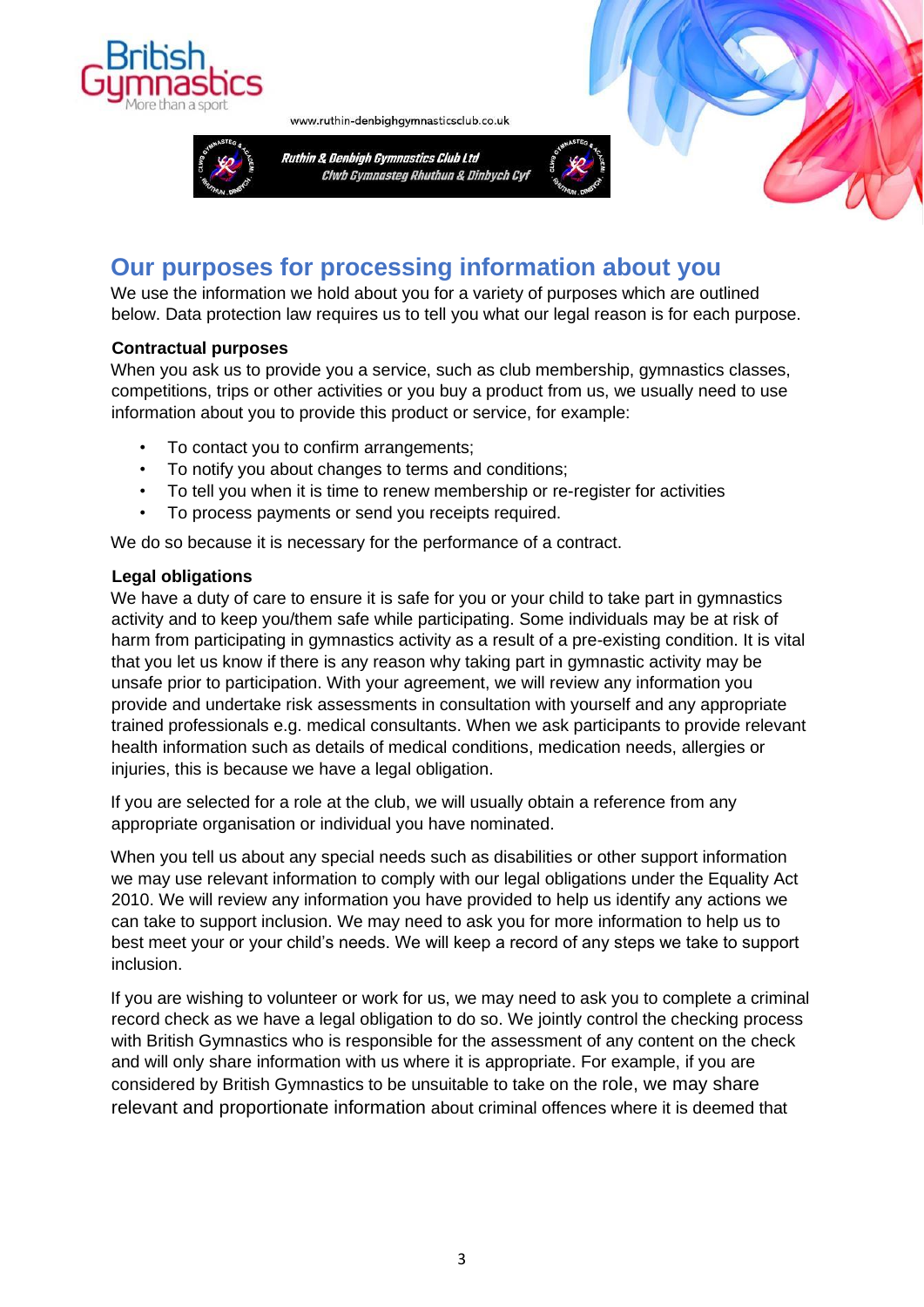## Our purposes for processing information about you

We use the information we hold about you for a variety of purposes which are outlined below. Data protection law requires us to tell you what our legal reason is for each purpose.

**Contractual purposes**

When you ask us to provide you a service, such as club membership, gymnastics classes, competitions, trips or other activities or you buy a product from us, we usually need to use information about you to provide this product or service, for example:

- To contact you to confirm arrangements;
- To notify you about changes to terms and conditions;
- To tell you when it is time to renew membership or re-register for activities
- To process payments or send you receipts required.

We do so because it is necessary for the performance of a contract.

**Legal obligations**

We have a duty of care to ensure it is safe for you or your child to take part in gymnastics activity and to keep you/them safe while participating. Some individuals may be at risk of harm from participating in gymnastics activity as a result of a pre-existing condition. It is vital that you let us know if there is any reason why taking part in gymnastic activity may be unsafe prior to participation. With your agreement, we will review any information you provide and undertake risk assessments in consultation with yourself and any appropriate trained professionals e.g. medical consultants. When we ask participants to provide relevant health information such as details of medical conditions, medication needs, allergies or injuries, this is because we have a legal obligation.

If you are selected for a role at the club, we will usually obtain a reference from any appropriate organisation or individual you have nominated.

When you tell us about any special needs such as disabilities or other support information we may use relevant information to comply with our legal obligations under the Equality Act 2010. We will review any information you have provided to help us identify any actions we can take to support inclusion. We may need to ask you for more information to help us to best meet your or your child's needs. We will keep a record of any steps we take to support inclusion.

If you are wishing to volunteer or work for us, we may need to ask you to complete a criminal record check as we have a legal obligation to do so. We jointly control the checking process with British Gymnastics who is responsible for the assessment of any content on the check and will only share information with us where it is appropriate. For example, if you are considered by British Gymnastics to be unsuitable to take on the role, we may share relevant and proportionate information about criminal offences where it is deemed that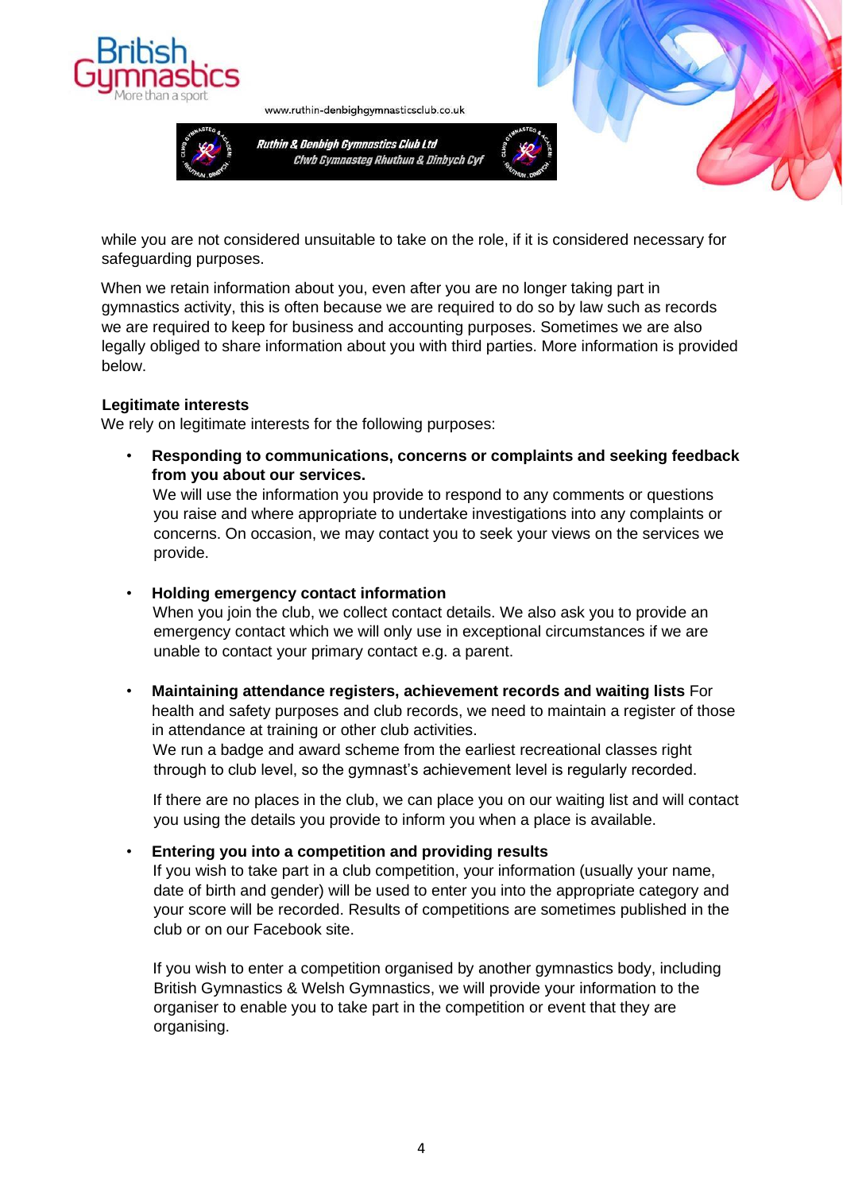while you are not considered unsuitable to take on the role, if it is considered necessary for safeguarding purposes.

When we retain information about you, even after you are no longer taking part in gymnastics activity, this is often because we are required to do so by law such as records we are required to keep for business and accounting purposes. Sometimes we are also legally obliged to share information about you with third parties. More information is provided below.

**Legitimate interests**

We rely on legitimate interests for the following purposes:

- **Responding to communications, concerns or complaints and seeking feedback from you about our services.**
  We will use the information you provide to respond to any comments or questions you raise and where appropriate to undertake investigations into any complaints or concerns. On occasion, we may contact you to seek your views on the services we provide.

- **Holding emergency contact information**
  When you join the club, we collect contact details. We also ask you to provide an emergency contact which we will only use in exceptional circumstances if we are unable to contact your primary contact e.g. a parent.

- **Maintaining attendance registers, achievement records and waiting lists** For health and safety purposes and club records, we need to maintain a register of those in attendance at training or other club activities.
  We run a badge and award scheme from the earliest recreational classes right through to club level, so the gymnast's achievement level is regularly recorded.

  If there are no places in the club, we can place you on our waiting list and will contact you using the details you provide to inform you when a place is available.

- **Entering you into a competition and providing results**
  If you wish to take part in a club competition, your information (usually your name, date of birth and gender) will be used to enter you into the appropriate category and your score will be recorded. Results of competitions are sometimes published in the club or on our Facebook site.

  If you wish to enter a competition organised by another gymnastics body, including British Gymnastics & Welsh Gymnastics, we will provide your information to the organiser to enable you to take part in the competition or event that they are organising.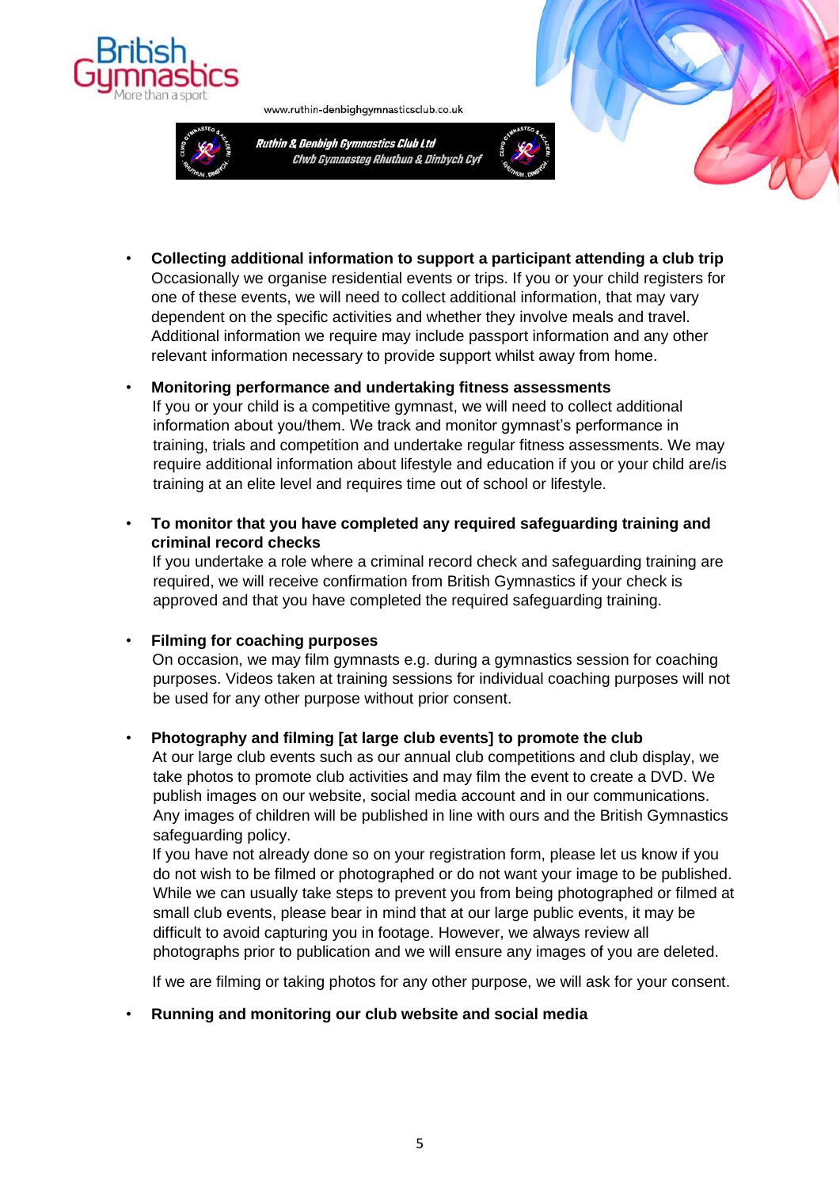- **Collecting additional information to support a participant attending a club trip**
  Occasionally we organise residential events or trips. If you or your child registers for one of these events, we will need to collect additional information, that may vary dependent on the specific activities and whether they involve meals and travel. Additional information we require may include passport information and any other relevant information necessary to provide support whilst away from home.

- **Monitoring performance and undertaking fitness assessments**
  If you or your child is a competitive gymnast, we will need to collect additional information about you/them. We track and monitor gymnast's performance in training, trials and competition and undertake regular fitness assessments. We may require additional information about lifestyle and education if you or your child are/is training at an elite level and requires time out of school or lifestyle.

- **To monitor that you have completed any required safeguarding training and criminal record checks**
  If you undertake a role where a criminal record check and safeguarding training are required, we will receive confirmation from British Gymnastics if your check is approved and that you have completed the required safeguarding training.

- **Filming for coaching purposes**
  On occasion, we may film gymnasts e.g. during a gymnastics session for coaching purposes. Videos taken at training sessions for individual coaching purposes will not be used for any other purpose without prior consent.

- **Photography and filming [at large club events] to promote the club**
  At our large club events such as our annual club competitions and club display, we take photos to promote club activities and may film the event to create a DVD. We publish images on our website, social media account and in our communications. Any images of children will be published in line with ours and the British Gymnastics safeguarding policy.
  If you have not already done so on your registration form, please let us know if you do not wish to be filmed or photographed or do not want your image to be published. While we can usually take steps to prevent you from being photographed or filmed at small club events, please bear in mind that at our large public events, it may be difficult to avoid capturing you in footage. However, we always review all photographs prior to publication and we will ensure any images of you are deleted.

  If we are filming or taking photos for any other purpose, we will ask for your consent.

- **Running and monitoring our club website and social media**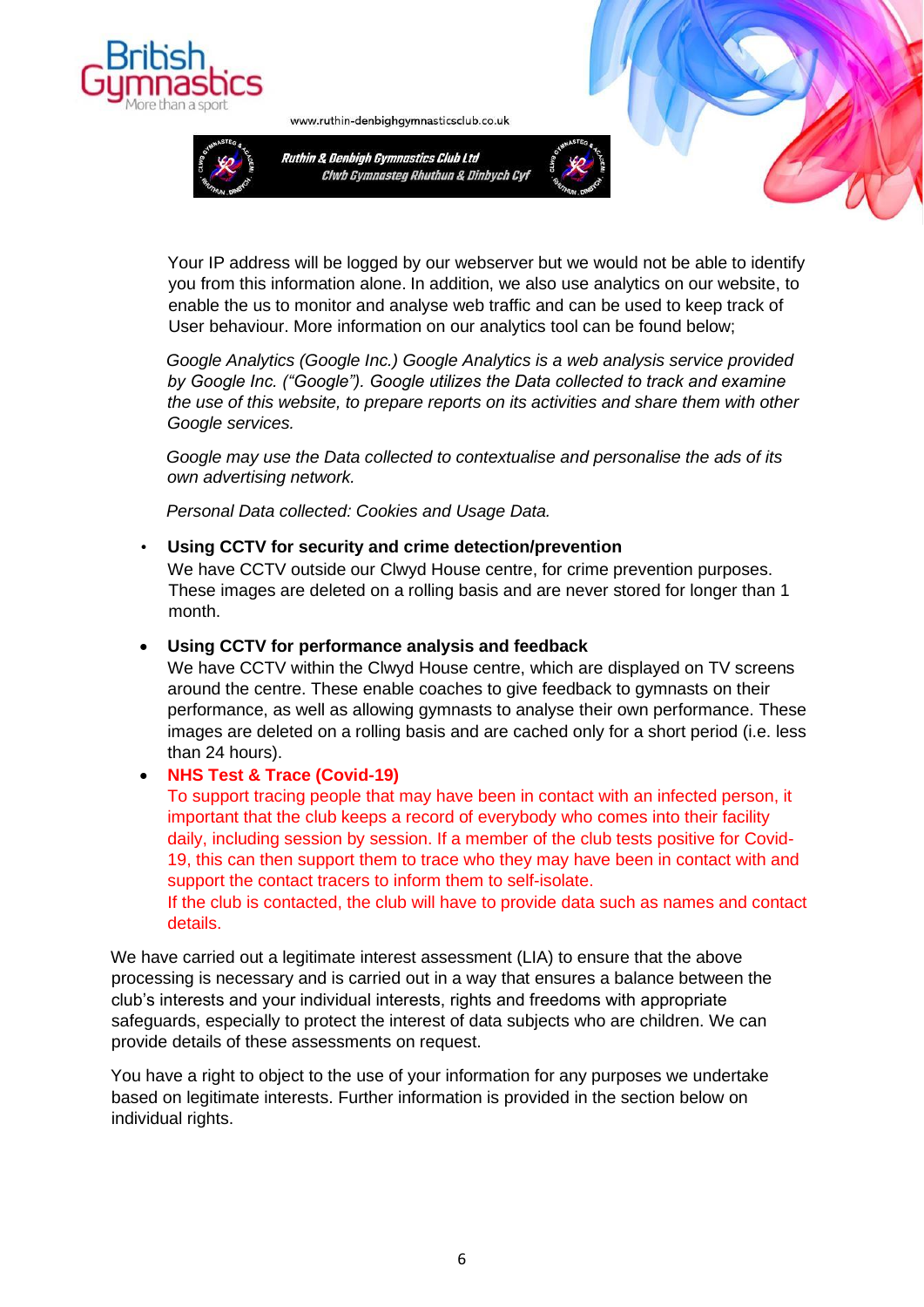Your IP address will be logged by our webserver but we would not be able to identify you from this information alone. In addition, we also use analytics on our website, to enable the us to monitor and analyse web traffic and can be used to keep track of User behaviour. More information on our analytics tool can be found below;

*Google Analytics (Google Inc.) Google Analytics is a web analysis service provided by Google Inc. ("Google"). Google utilizes the Data collected to track and examine the use of this website, to prepare reports on its activities and share them with other Google services.*

*Google may use the Data collected to contextualise and personalise the ads of its own advertising network.*

*Personal Data collected: Cookies and Usage Data.*

- **Using CCTV for security and crime detection/prevention**
  We have CCTV outside our Clwyd House centre, for crime prevention purposes. These images are deleted on a rolling basis and are never stored for longer than 1 month.

- **Using CCTV for performance analysis and feedback**
  We have CCTV within the Clwyd House centre, which are displayed on TV screens around the centre. These enable coaches to give feedback to gymnasts on their performance, as well as allowing gymnasts to analyse their own performance. These images are deleted on a rolling basis and are cached only for a short period (i.e. less than 24 hours).

- **NHS Test & Trace (Covid-19)**
  To support tracing people that may have been in contact with an infected person, it important that the club keeps a record of everybody who comes into their facility daily, including session by session. If a member of the club tests positive for Covid-19, this can then support them to trace who they may have been in contact with and support the contact tracers to inform them to self-isolate.
  If the club is contacted, the club will have to provide data such as names and contact details.

We have carried out a legitimate interest assessment (LIA) to ensure that the above processing is necessary and is carried out in a way that ensures a balance between the club's interests and your individual interests, rights and freedoms with appropriate safeguards, especially to protect the interest of data subjects who are children. We can provide details of these assessments on request.

You have a right to object to the use of your information for any purposes we undertake based on legitimate interests. Further information is provided in the section below on individual rights.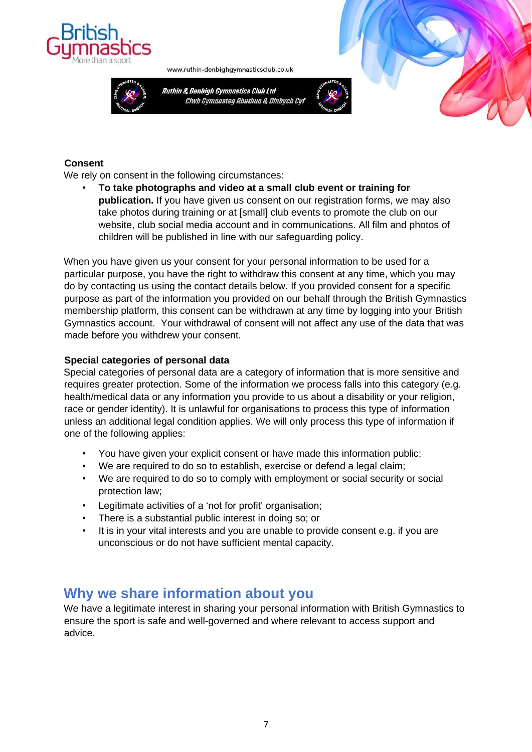### Consent

We rely on consent in the following circumstances:

- **To take photographs and video at a small club event or training for publication.** If you have given us consent on our registration forms, we may also take photos during training or at [small] club events to promote the club on our website, club social media account and in communications. All film and photos of children will be published in line with our safeguarding policy.

When you have given us your consent for your personal information to be used for a particular purpose, you have the right to withdraw this consent at any time, which you may do by contacting us using the contact details below. If you provided consent for a specific purpose as part of the information you provided on our behalf through the British Gymnastics membership platform, this consent can be withdrawn at any time by logging into your British Gymnastics account. Your withdrawal of consent will not affect any use of the data that was made before you withdrew your consent.

### Special categories of personal data

Special categories of personal data are a category of information that is more sensitive and requires greater protection. Some of the information we process falls into this category (e.g. health/medical data or any information you provide to us about a disability or your religion, race or gender identity). It is unlawful for organisations to process this type of information unless an additional legal condition applies. We will only process this type of information if one of the following applies:

- You have given your explicit consent or have made this information public;
- We are required to do so to establish, exercise or defend a legal claim;
- We are required to do so to comply with employment or social security or social protection law;
- Legitimate activities of a 'not for profit' organisation;
- There is a substantial public interest in doing so; or
- It is in your vital interests and you are unable to provide consent e.g. if you are unconscious or do not have sufficient mental capacity.

## Why we share information about you

We have a legitimate interest in sharing your personal information with British Gymnastics to ensure the sport is safe and well-governed and where relevant to access support and advice.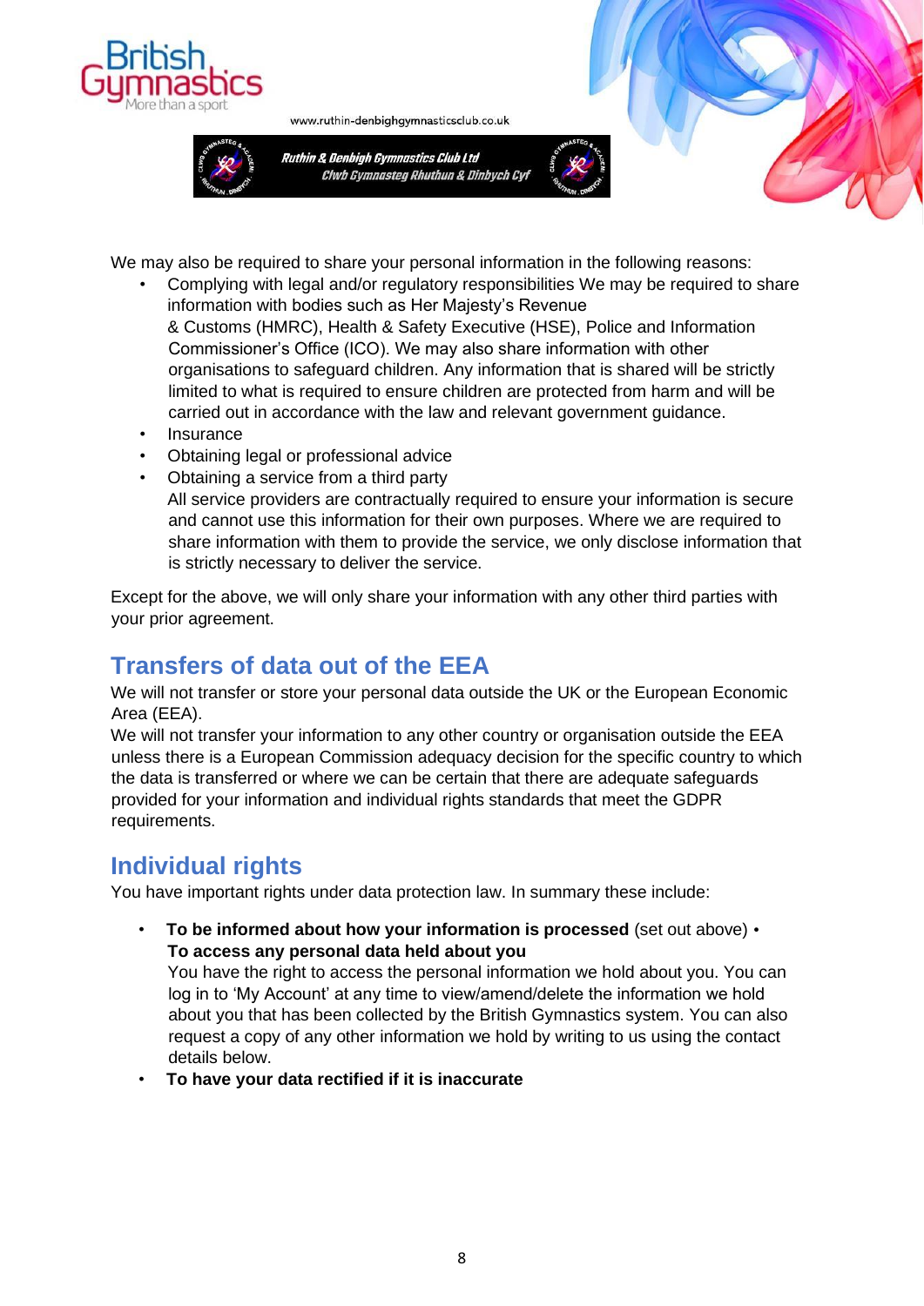We may also be required to share your personal information in the following reasons:

- Complying with legal and/or regulatory responsibilities We may be required to share information with bodies such as Her Majesty's Revenue & Customs (HMRC), Health & Safety Executive (HSE), Police and Information Commissioner's Office (ICO). We may also share information with other organisations to safeguard children. Any information that is shared will be strictly limited to what is required to ensure children are protected from harm and will be carried out in accordance with the law and relevant government guidance.
- Insurance
- Obtaining legal or professional advice
- Obtaining a service from a third party
  All service providers are contractually required to ensure your information is secure and cannot use this information for their own purposes. Where we are required to share information with them to provide the service, we only disclose information that is strictly necessary to deliver the service.

Except for the above, we will only share your information with any other third parties with your prior agreement.

## Transfers of data out of the EEA

We will not transfer or store your personal data outside the UK or the European Economic Area (EEA).

We will not transfer your information to any other country or organisation outside the EEA unless there is a European Commission adequacy decision for the specific country to which the data is transferred or where we can be certain that there are adequate safeguards provided for your information and individual rights standards that meet the GDPR requirements.

## Individual rights

You have important rights under data protection law. In summary these include:

- **To be informed about how your information is processed** (set out above)
- **To access any personal data held about you**
  You have the right to access the personal information we hold about you. You can log in to 'My Account' at any time to view/amend/delete the information we hold about you that has been collected by the British Gymnastics system. You can also request a copy of any other information we hold by writing to us using the contact details below.
- **To have your data rectified if it is inaccurate**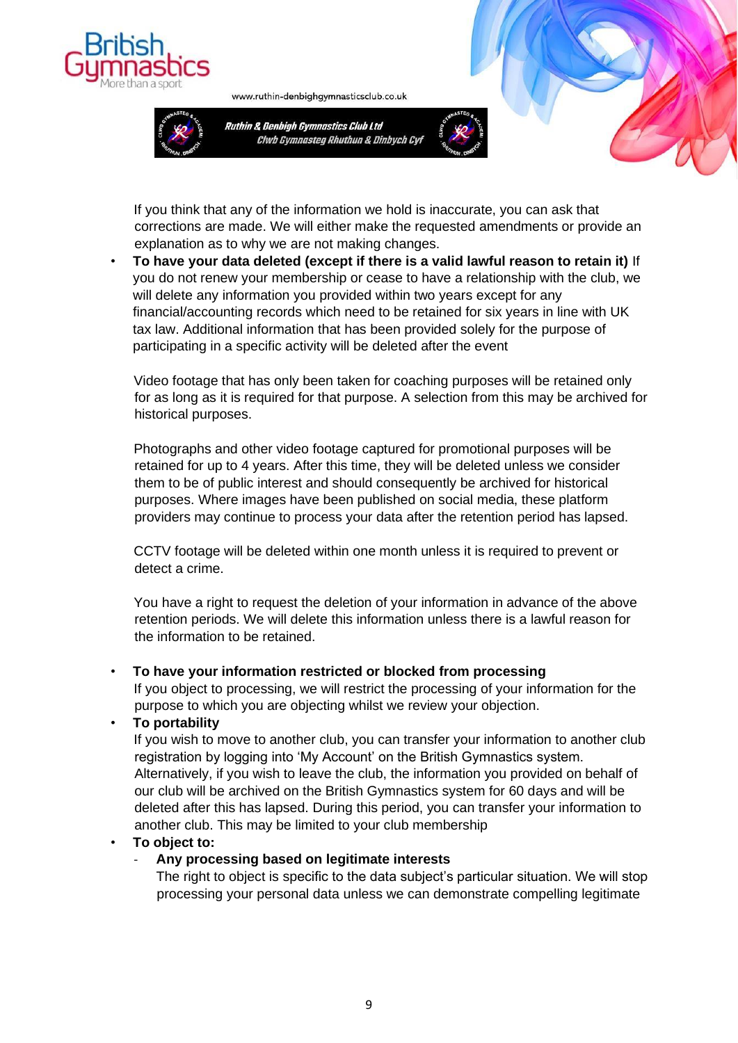If you think that any of the information we hold is inaccurate, you can ask that corrections are made. We will either make the requested amendments or provide an explanation as to why we are not making changes.

- **To have your data deleted (except if there is a valid lawful reason to retain it)** If you do not renew your membership or cease to have a relationship with the club, we will delete any information you provided within two years except for any financial/accounting records which need to be retained for six years in line with UK tax law. Additional information that has been provided solely for the purpose of participating in a specific activity will be deleted after the event

  Video footage that has only been taken for coaching purposes will be retained only for as long as it is required for that purpose. A selection from this may be archived for historical purposes.

  Photographs and other video footage captured for promotional purposes will be retained for up to 4 years. After this time, they will be deleted unless we consider them to be of public interest and should consequently be archived for historical purposes. Where images have been published on social media, these platform providers may continue to process your data after the retention period has lapsed.

  CCTV footage will be deleted within one month unless it is required to prevent or detect a crime.

  You have a right to request the deletion of your information in advance of the above retention periods. We will delete this information unless there is a lawful reason for the information to be retained.

- **To have your information restricted or blocked from processing**
  If you object to processing, we will restrict the processing of your information for the purpose to which you are objecting whilst we review your objection.
- **To portability**
  If you wish to move to another club, you can transfer your information to another club registration by logging into 'My Account' on the British Gymnastics system. Alternatively, if you wish to leave the club, the information you provided on behalf of our club will be archived on the British Gymnastics system for 60 days and will be deleted after this has lapsed. During this period, you can transfer your information to another club. This may be limited to your club membership
- **To object to:**
  - **Any processing based on legitimate interests**
    The right to object is specific to the data subject's particular situation. We will stop processing your personal data unless we can demonstrate compelling legitimate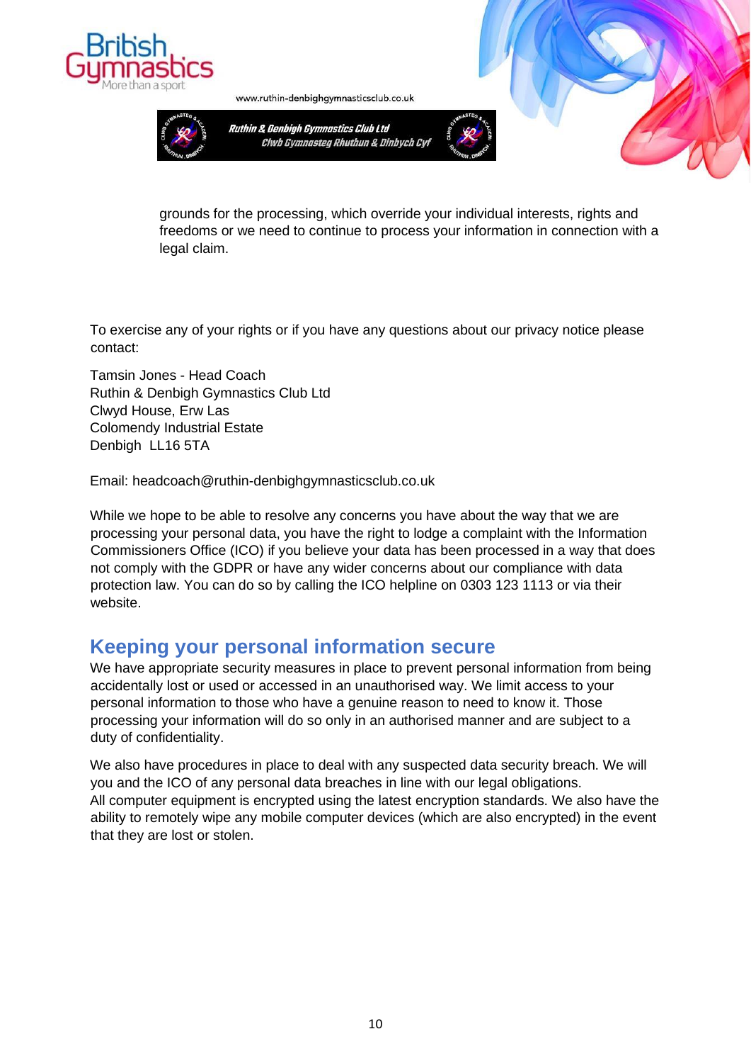grounds for the processing, which override your individual interests, rights and freedoms or we need to continue to process your information in connection with a legal claim.

To exercise any of your rights or if you have any questions about our privacy notice please contact:

Tamsin Jones - Head Coach
Ruthin & Denbigh Gymnastics Club Ltd
Clwyd House, Erw Las
Colomendy Industrial Estate
Denbigh LL16 5TA

Email: headcoach@ruthin-denbighgymnasticsclub.co.uk

While we hope to be able to resolve any concerns you have about the way that we are processing your personal data, you have the right to lodge a complaint with the Information Commissioners Office (ICO) if you believe your data has been processed in a way that does not comply with the GDPR or have any wider concerns about our compliance with data protection law. You can do so by calling the ICO helpline on 0303 123 1113 or via their website.

## Keeping your personal information secure

We have appropriate security measures in place to prevent personal information from being accidentally lost or used or accessed in an unauthorised way. We limit access to your personal information to those who have a genuine reason to need to know it. Those processing your information will do so only in an authorised manner and are subject to a duty of confidentiality.

We also have procedures in place to deal with any suspected data security breach. We will you and the ICO of any personal data breaches in line with our legal obligations.
All computer equipment is encrypted using the latest encryption standards. We also have the ability to remotely wipe any mobile computer devices (which are also encrypted) in the event that they are lost or stolen.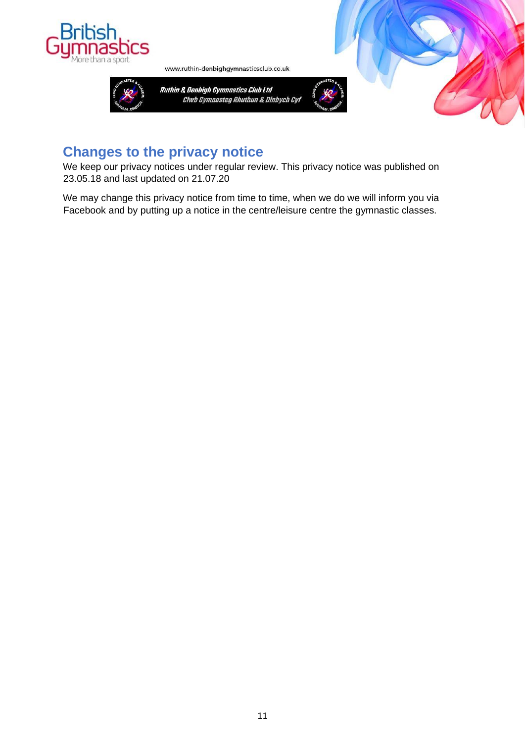## Changes to the privacy notice

We keep our privacy notices under regular review. This privacy notice was published on 23.05.18 and last updated on 21.07.20

We may change this privacy notice from time to time, when we do we will inform you via Facebook and by putting up a notice in the centre/leisure centre the gymnastic classes.